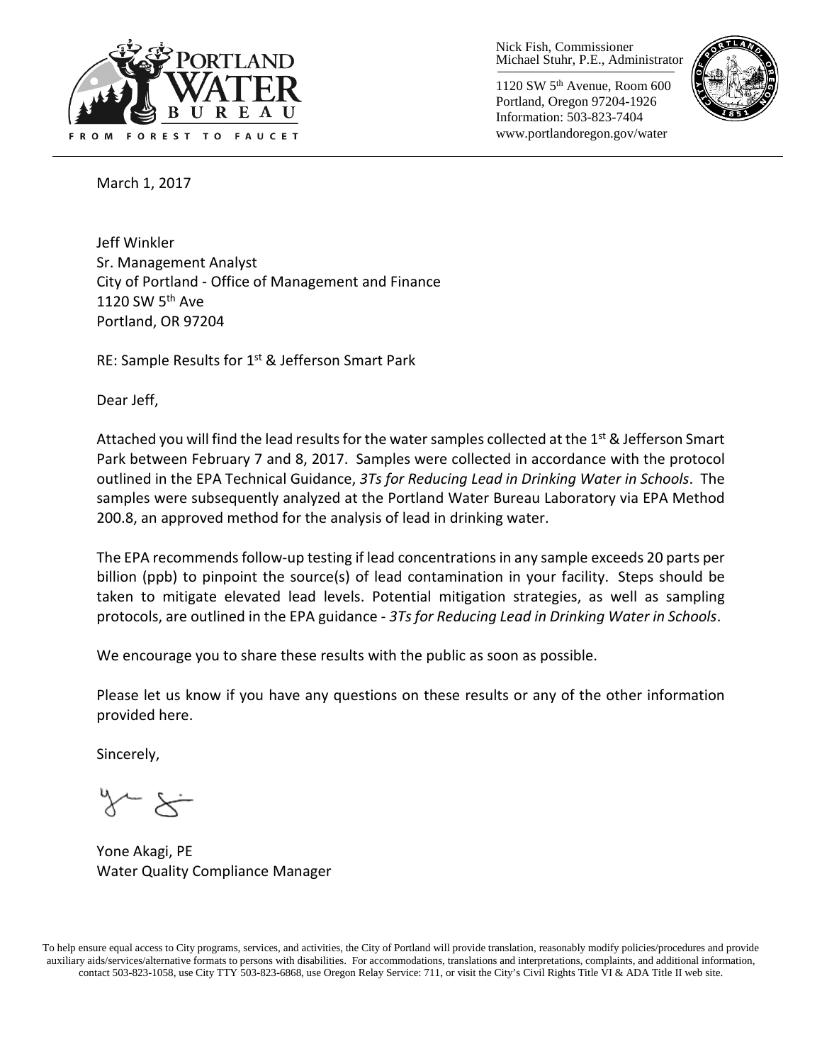PORTLAND WATER BUREAU

FROM FOREST TO FAUCET

Nick Fish, Commissioner
Michael Stuhr, P.E., Administrator

1120 SW 5th Avenue, Room 600
Portland, Oregon 97204-1926
Information: 503-823-7404
www.portlandoregon.gov/water

March 1, 2017

Jeff Winkler
Sr. Management Analyst
City of Portland - Office of Management and Finance
1120 SW 5th Ave
Portland, OR 97204

RE: Sample Results for 1st & Jefferson Smart Park

Dear Jeff,

Attached you will find the lead results for the water samples collected at the 1st & Jefferson Smart Park between February 7 and 8, 2017. Samples were collected in accordance with the protocol outlined in the EPA Technical Guidance, *3Ts for Reducing Lead in Drinking Water in Schools*. The samples were subsequently analyzed at the Portland Water Bureau Laboratory via EPA Method 200.8, an approved method for the analysis of lead in drinking water.

The EPA recommends follow-up testing if lead concentrations in any sample exceeds 20 parts per billion (ppb) to pinpoint the source(s) of lead contamination in your facility. Steps should be taken to mitigate elevated lead levels. Potential mitigation strategies, as well as sampling protocols, are outlined in the EPA guidance - *3Ts for Reducing Lead in Drinking Water in Schools*.

We encourage you to share these results with the public as soon as possible.

Please let us know if you have any questions on these results or any of the other information provided here.

Sincerely,

Yone Akagi, PE
Water Quality Compliance Manager

To help ensure equal access to City programs, services, and activities, the City of Portland will provide translation, reasonably modify policies/procedures and provide auxiliary aids/services/alternative formats to persons with disabilities. For accommodations, translations and interpretations, complaints, and additional information, contact 503-823-1058, use City TTY 503-823-6868, use Oregon Relay Service: 711, or visit the City's Civil Rights Title VI & ADA Title II web site.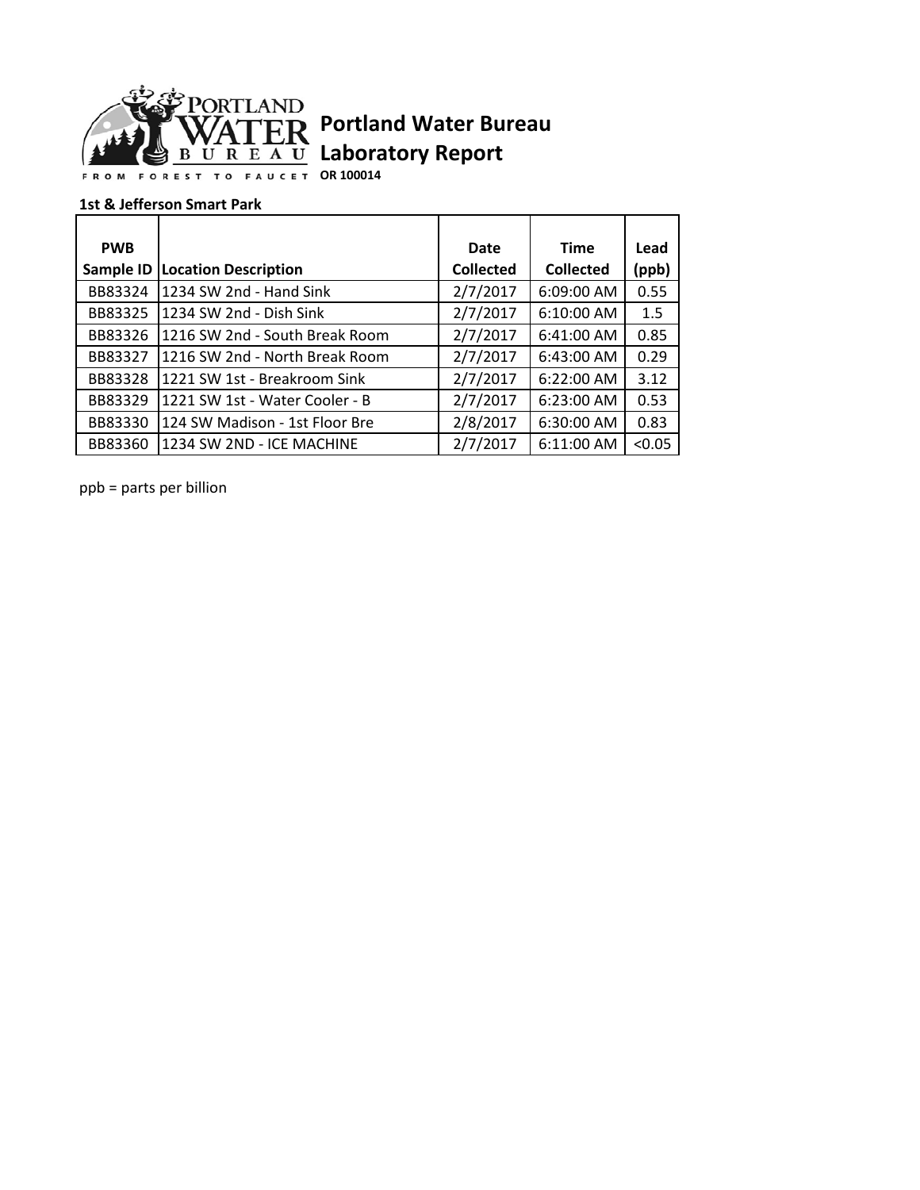# Portland Water Bureau Laboratory Report

**OR 100014**

**1st & Jefferson Smart Park**

| PWB Sample ID | Location Description | Date Collected | Time Collected | Lead (ppb) |
|---|---|---|---|---|
| BB83324 | 1234 SW 2nd - Hand Sink | 2/7/2017 | 6:09:00 AM | 0.55 |
| BB83325 | 1234 SW 2nd - Dish Sink | 2/7/2017 | 6:10:00 AM | 1.5 |
| BB83326 | 1216 SW 2nd - South Break Room | 2/7/2017 | 6:41:00 AM | 0.85 |
| BB83327 | 1216 SW 2nd - North Break Room | 2/7/2017 | 6:43:00 AM | 0.29 |
| BB83328 | 1221 SW 1st - Breakroom Sink | 2/7/2017 | 6:22:00 AM | 3.12 |
| BB83329 | 1221 SW 1st - Water Cooler - B | 2/7/2017 | 6:23:00 AM | 0.53 |
| BB83330 | 124 SW Madison - 1st Floor Bre | 2/8/2017 | 6:30:00 AM | 0.83 |
| BB83360 | 1234 SW 2ND - ICE MACHINE | 2/7/2017 | 6:11:00 AM | <0.05 |

ppb = parts per billion